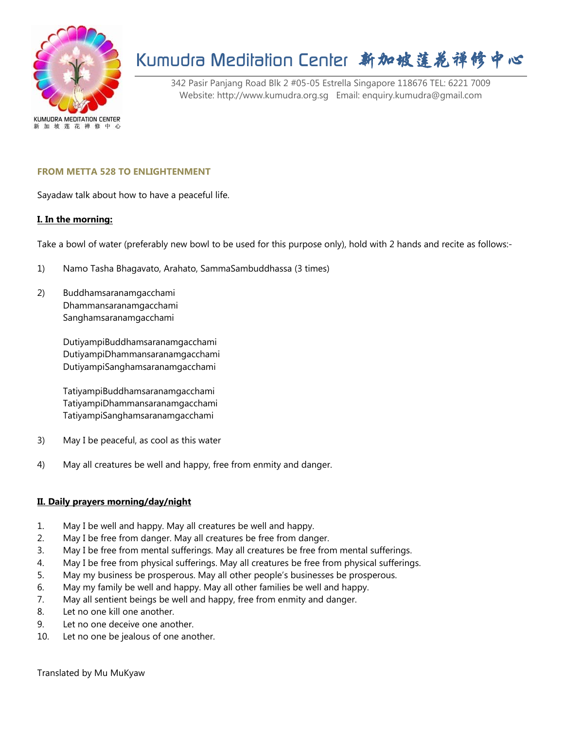# Kumudra Meditation Center 新加坡莲花禅修中心

342 Pasir Panjang Road Blk 2 #05-05 Estrella Singapore 118676 TEL: 6221 7009
Website: http://www.kumudra.org.sg Email: enquiry.kumudra@gmail.com

KUMUDRA MEDITATION CENTER
新 加 坡 莲 花 禅 修 中 心

## FROM METTA 528 TO ENLIGHTENMENT

Sayadaw talk about how to have a peaceful life.

**I. In the morning:**

Take a bowl of water (preferably new bowl to be used for this purpose only), hold with 2 hands and recite as follows:-

1) Namo Tasha Bhagavato, Arahato, SammaSambuddhassa (3 times)

2) Buddhamsaranamgacchami
   Dhammansaranamgacchami
   Sanghamsaranamgacchami

   DutiyampiBuddhamsaranamgacchami
   DutiyampiDhammansaranamgacchami
   DutiyampiSanghamsaranamgacchami

   TatiyampiBuddhamsaranamgacchami
   TatiyampiDhammansaranamgacchami
   TatiyampiSanghamsaranamgacchami

3) May I be peaceful, as cool as this water

4) May all creatures be well and happy, free from enmity and danger.

**II. Daily prayers morning/day/night**

1. May I be well and happy. May all creatures be well and happy.
2. May I be free from danger. May all creatures be free from danger.
3. May I be free from mental sufferings. May all creatures be free from mental sufferings.
4. May I be free from physical sufferings. May all creatures be free from physical sufferings.
5. May my business be prosperous. May all other people's businesses be prosperous.
6. May my family be well and happy. May all other families be well and happy.
7. May all sentient beings be well and happy, free from enmity and danger.
8. Let no one kill one another.
9. Let no one deceive one another.
10. Let no one be jealous of one another.

Translated by Mu MuKyaw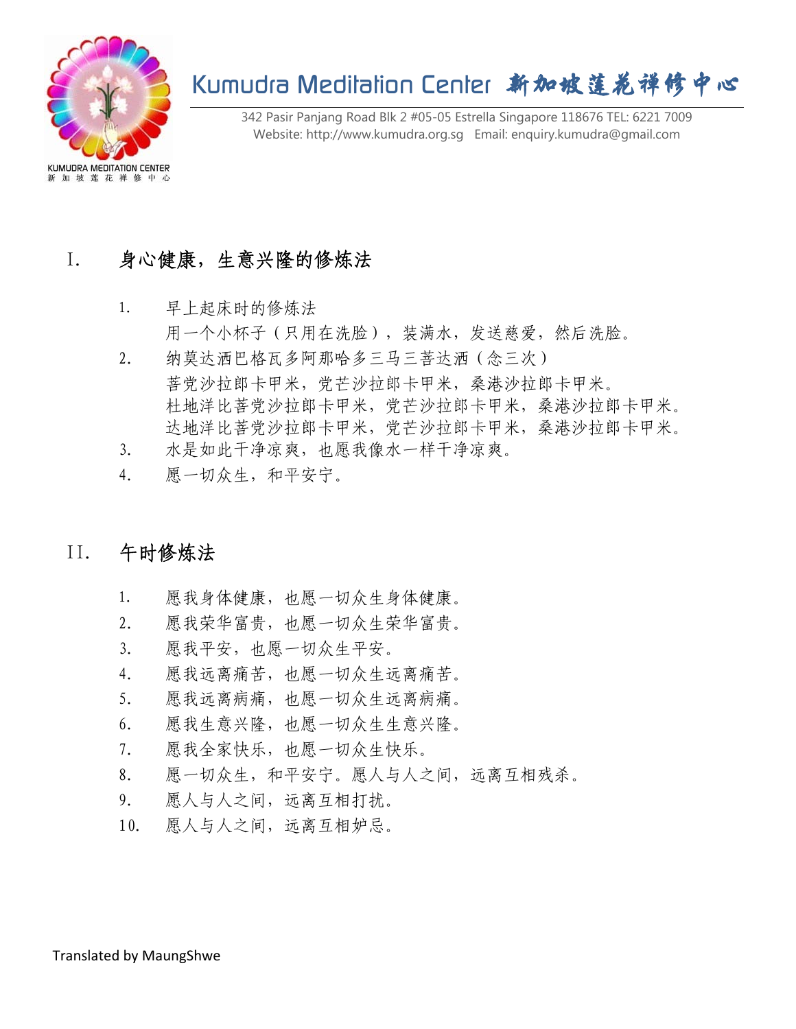# Kumudra Meditation Center 新加坡莲花禅修中心

342 Pasir Panjang Road Blk 2 #05-05 Estrella Singapore 118676 TEL: 6221 7009
Website: http://www.kumudra.org.sg Email: enquiry.kumudra@gmail.com

## I. 身心健康，生意兴隆的修炼法

1. 早上起床时的修炼法
   用一个小杯子（只用在洗脸），装满水，发送慈爱，然后洗脸。
2. 纳莫达洒巴格瓦多阿那哈多三马三菩达洒（念三次）
   菩党沙拉郎卡甲米，党芒沙拉郎卡甲米，桑港沙拉郎卡甲米。
   杜地洋比菩党沙拉郎卡甲米，党芒沙拉郎卡甲米，桑港沙拉郎卡甲米。
   达地洋比菩党沙拉郎卡甲米，党芒沙拉郎卡甲米，桑港沙拉郎卡甲米。
3. 水是如此干净凉爽，也愿我像水一样干净凉爽。
4. 愿一切众生，和平安宁。

## II. 午时修炼法

1. 愿我身体健康，也愿一切众生身体健康。
2. 愿我荣华富贵，也愿一切众生荣华富贵。
3. 愿我平安，也愿一切众生平安。
4. 愿我远离痛苦，也愿一切众生远离痛苦。
5. 愿我远离病痛，也愿一切众生远离病痛。
6. 愿我生意兴隆，也愿一切众生生意兴隆。
7. 愿我全家快乐，也愿一切众生快乐。
8. 愿一切众生，和平安宁。愿人与人之间，远离互相残杀。
9. 愿人与人之间，远离互相打扰。
10. 愿人与人之间，远离互相妒忌。

Translated by MaungShwe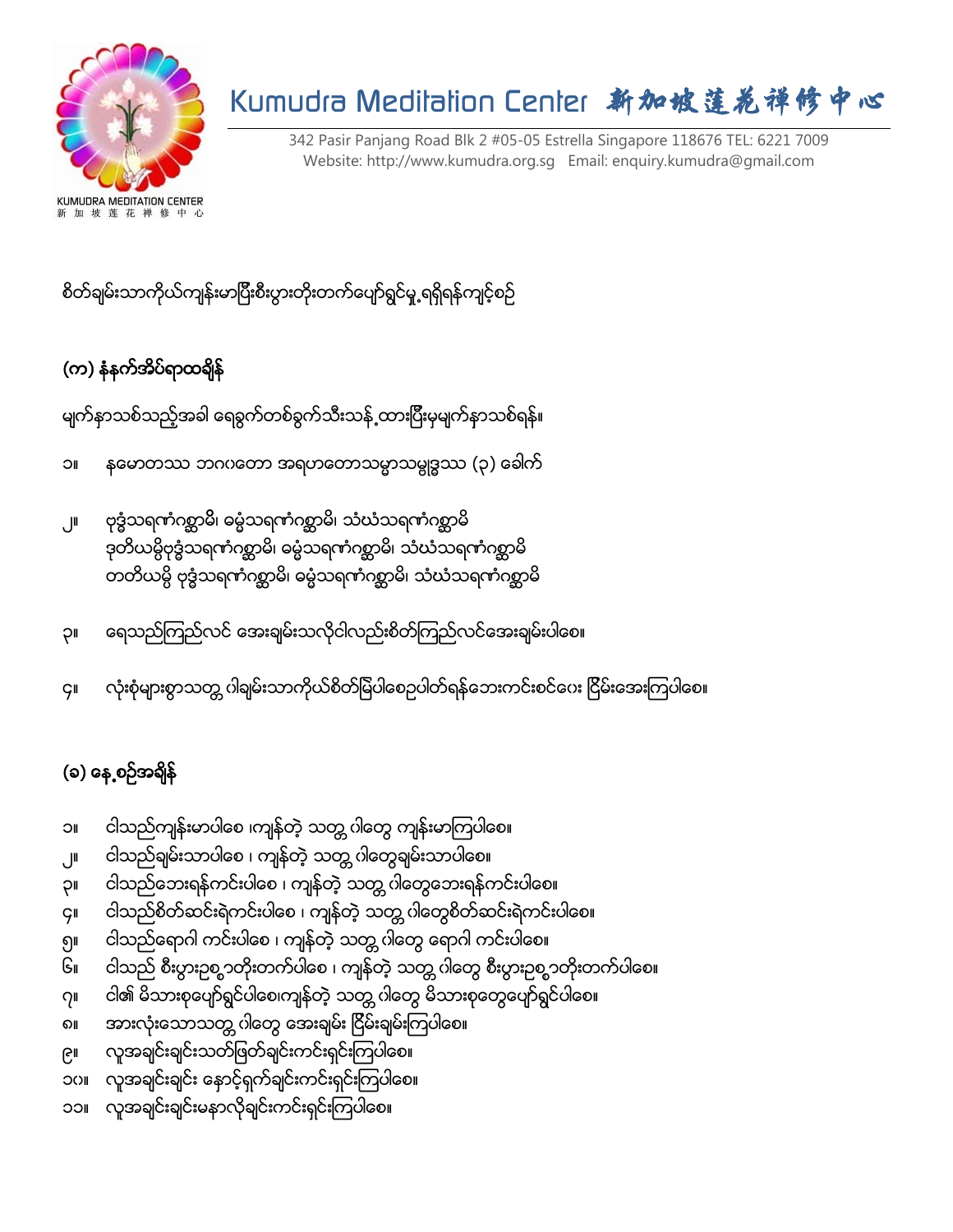Kumudra Meditation Center 新加坡莲花禅修中心

342 Pasir Panjang Road Blk 2 #05-05 Estrella Singapore 118676 TEL: 6221 7009
Website: http://www.kumudra.org.sg Email: enquiry.kumudra@gmail.com

စိတ်ချမ်းသာကိုယ်ကျန်းမာပြီးစီးပွားတိုးတက်ပျော်ရွှင်မှုရရှိရန်ကျင့်စဉ်

**(က) နံနက်အိပ်ရာထချိန်**

မျက်နှာသစ်သည့်အခါ ရေခွက်တစ်ခွက်သီးသန့်ထားပြီးမှမျက်နှာသစ်ရန်။

၁။ နမောတဿ ဘဂဝတော အရဟတောသမ္မာသမ္ဗုဒ္ဓဿ (၃) ခေါက်

၂။ ဗုဒ္ဓံသရဏံဂစ္ဆာမိ၊ ဓမ္မံသရဏံဂစ္ဆာမိ၊ သံဃံသရဏံဂစ္ဆာမိ
ဒုတိယမ္ပိဗုဒ္ဓံသရဏံဂစ္ဆာမိ၊ ဓမ္မံသရဏံဂစ္ဆာမိ၊ သံဃံသရဏံဂစ္ဆာမိ
တတိယမ္ပိ ဗုဒ္ဓံသရဏံဂစ္ဆာမိ၊ ဓမ္မံသရဏံဂစ္ဆာမိ၊ သံဃံသရဏံဂစ္ဆာမိ

၃။ ရေသည်ကြည်လင် အေးချမ်းသလိုငါလည်းစိတ်ကြည်လင်အေးချမ်းပါစေ။

၄။ လုံးစုံများစွာသတ္တ ဝါချမ်းသာကိုယ်စိတ်မြဲပါစေဥပါတ်ရန်ဘေးကင်းစင်ပေး ငြိမ်းအေးကြပါစေ။

**(ခ) နေ့စဉ်အချိန်**

၁။ ငါသည်ကျန်းမာပါစေ ၊ကျွန်တဲ့ သတ္တ ဝါတွေ ကျန်းမာကြပါစေ။
၂။ ငါသည်ချမ်းသာပါစေ ၊ ကျန်တဲ့ သတ္တ ဝါတွေချမ်းသာပါစေ။
၃။ ငါသည်ဘေးရန်ကင်းပါစေ ၊ ကျန်တဲ့ သတ္တ ဝါတွေဘေးရန်ကင်းပါစေ။
၄။ ငါသည်စိတ်ဆင်းရဲကင်းပါစေ ၊ ကျန်တဲ့ သတ္တ ဝါတွေစိတ်ဆင်းရဲကင်းပါစေ။
၅။ ငါသည်ရောဂါ ကင်းပါစေ ၊ ကျန်တဲ့ သတ္တ ဝါတွေ ရောဂါ ကင်းပါစေ။
၆။ ငါသည် စီးပွားဥစ္စာတိုးတက်ပါစေ ၊ ကျန်တဲ့ သတ္တ ဝါတွေ စီးပွားဥစ္စာတိုးတက်ပါစေ။
၇။ ငါ၏ မိသားစုပျော်ရွှင်ပါစေ၊ကျန်တဲ့ သတ္တ ဝါတွေ မိသားစုတွေပျော်ရွှင်ပါစေ။
၈။ အားလုံးသောသတ္တ ဝါတွေ အေးချမ်း ငြိမ်းချမ်းကြပါစေ။
၉။ လူအချင်းချင်းသတ်ဖြတ်ချင်းကင်းရှင်းကြပါစေ။
၁၀။ လူအချင်းချင်း နှောင့်ရှက်ချင်းကင်းရှင်းကြပါစေ။
၁၁။ လူအချင်းချင်းမနာလိုချင်းကင်းရှင်းကြပါစေ။